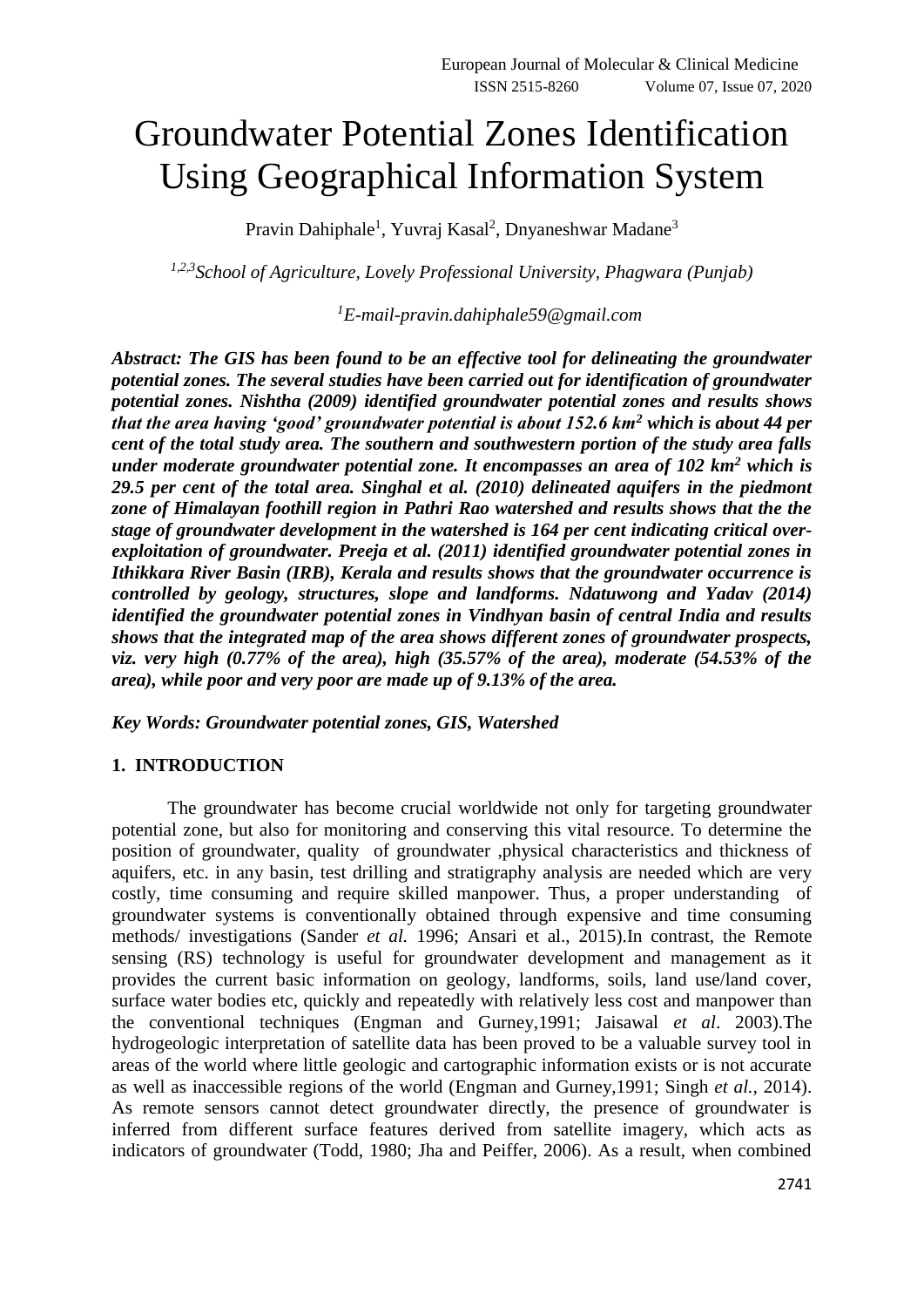# Groundwater Potential Zones Identification Using Geographical Information System

Pravin Dahiphale[1], Yuvraj Kasal[2], Dnyaneshwar Madane[3]

*[1,2,3]School of Agriculture, Lovely Professional University, Phagwara (Punjab)*

*[1]E-mail-pravin.dahiphale59@gmail.com*

***Abstract: The GIS has been found to be an effective tool for delineating the groundwater potential zones. The several studies have been carried out for identification of groundwater potential zones. Nishtha (2009) identified groundwater potential zones and results shows that the area having 'good' groundwater potential is about 152.6 km$^2$ which is about 44 per cent of the total study area. The southern and southwestern portion of the study area falls under moderate groundwater potential zone. It encompasses an area of 102 km$^2$ which is 29.5 per cent of the total area. Singhal et al. (2010) delineated aquifers in the piedmont zone of Himalayan foothill region in Pathri Rao watershed and results shows that the the stage of groundwater development in the watershed is 164 per cent indicating critical over-exploitation of groundwater. Preeja et al. (2011) identified groundwater potential zones in Ithikkara River Basin (IRB), Kerala and results shows that the groundwater occurrence is controlled by geology, structures, slope and landforms. Ndatuwong and Yadav (2014) identified the groundwater potential zones in Vindhyan basin of central India and results shows that the integrated map of the area shows different zones of groundwater prospects, viz. very high (0.77% of the area), high (35.57% of the area), moderate (54.53% of the area), while poor and very poor are made up of 9.13% of the area.***

***Key Words: Groundwater potential zones, GIS, Watershed***

## 1. INTRODUCTION

The groundwater has become crucial worldwide not only for targeting groundwater potential zone, but also for monitoring and conserving this vital resource. To determine the position of groundwater, quality of groundwater ,physical characteristics and thickness of aquifers, etc. in any basin, test drilling and stratigraphy analysis are needed which are very costly, time consuming and require skilled manpower. Thus, a proper understanding of groundwater systems is conventionally obtained through expensive and time consuming methods/ investigations (Sander *et al.* 1996; Ansari et al., 2015).In contrast, the Remote sensing (RS) technology is useful for groundwater development and management as it provides the current basic information on geology, landforms, soils, land use/land cover, surface water bodies etc, quickly and repeatedly with relatively less cost and manpower than the conventional techniques (Engman and Gurney,1991; Jaisawal *et al*. 2003).The hydrogeologic interpretation of satellite data has been proved to be a valuable survey tool in areas of the world where little geologic and cartographic information exists or is not accurate as well as inaccessible regions of the world (Engman and Gurney,1991; Singh *et al.,* 2014). As remote sensors cannot detect groundwater directly, the presence of groundwater is inferred from different surface features derived from satellite imagery, which acts as indicators of groundwater (Todd, 1980; Jha and Peiffer, 2006). As a result, when combined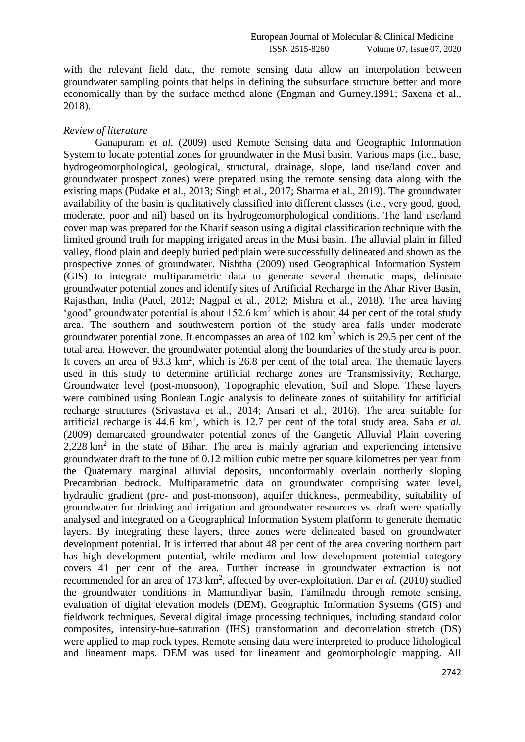with the relevant field data, the remote sensing data allow an interpolation between groundwater sampling points that helps in defining the subsurface structure better and more economically than by the surface method alone (Engman and Gurney,1991; Saxena et al., 2018).

*Review of literature*

Ganapuram *et al.* (2009) used Remote Sensing data and Geographic Information System to locate potential zones for groundwater in the Musi basin. Various maps (i.e., base, hydrogeomorphological, geological, structural, drainage, slope, land use/land cover and groundwater prospect zones) were prepared using the remote sensing data along with the existing maps (Pudake et al., 2013; Singh et al., 2017; Sharma et al., 2019). The groundwater availability of the basin is qualitatively classified into different classes (i.e., very good, good, moderate, poor and nil) based on its hydrogeomorphological conditions. The land use/land cover map was prepared for the Kharif season using a digital classification technique with the limited ground truth for mapping irrigated areas in the Musi basin. The alluvial plain in filled valley, flood plain and deeply buried pediplain were successfully delineated and shown as the prospective zones of groundwater. Nishtha (2009) used Geographical Information System (GIS) to integrate multiparametric data to generate several thematic maps, delineate groundwater potential zones and identify sites of Artificial Recharge in the Ahar River Basin, Rajasthan, India (Patel, 2012; Nagpal et al., 2012; Mishra et al., 2018). The area having 'good' groundwater potential is about 152.6 $km^2$ which is about 44 per cent of the total study area. The southern and southwestern portion of the study area falls under moderate groundwater potential zone. It encompasses an area of 102 $km^2$ which is 29.5 per cent of the total area. However, the groundwater potential along the boundaries of the study area is poor. It covers an area of 93.3 $km^2$, which is 26.8 per cent of the total area. The thematic layers used in this study to determine artificial recharge zones are Transmissivity, Recharge, Groundwater level (post-monsoon), Topographic elevation, Soil and Slope. These layers were combined using Boolean Logic analysis to delineate zones of suitability for artificial recharge structures (Srivastava et al., 2014; Ansari et al., 2016). The area suitable for artificial recharge is 44.6 $km^2$, which is 12.7 per cent of the total study area. Saha *et al.* (2009) demarcated groundwater potential zones of the Gangetic Alluvial Plain covering 2,228 $km^2$ in the state of Bihar. The area is mainly agrarian and experiencing intensive groundwater draft to the tune of 0.12 million cubic metre per square kilometres per year from the Quaternary marginal alluvial deposits, unconformably overlain northerly sloping Precambrian bedrock. Multiparametric data on groundwater comprising water level, hydraulic gradient (pre- and post-monsoon), aquifer thickness, permeability, suitability of groundwater for drinking and irrigation and groundwater resources vs. draft were spatially analysed and integrated on a Geographical Information System platform to generate thematic layers. By integrating these layers, three zones were delineated based on groundwater development potential. It is inferred that about 48 per cent of the area covering northern part has high development potential, while medium and low development potential category covers 41 per cent of the area. Further increase in groundwater extraction is not recommended for an area of 173 $km^2$, affected by over-exploitation. Dar *et al.* (2010) studied the groundwater conditions in Mamundiyar basin, Tamilnadu through remote sensing, evaluation of digital elevation models (DEM), Geographic Information Systems (GIS) and fieldwork techniques. Several digital image processing techniques, including standard color composites, intensity-hue-saturation (IHS) transformation and decorrelation stretch (DS) were applied to map rock types. Remote sensing data were interpreted to produce lithological and lineament maps. DEM was used for lineament and geomorphologic mapping. All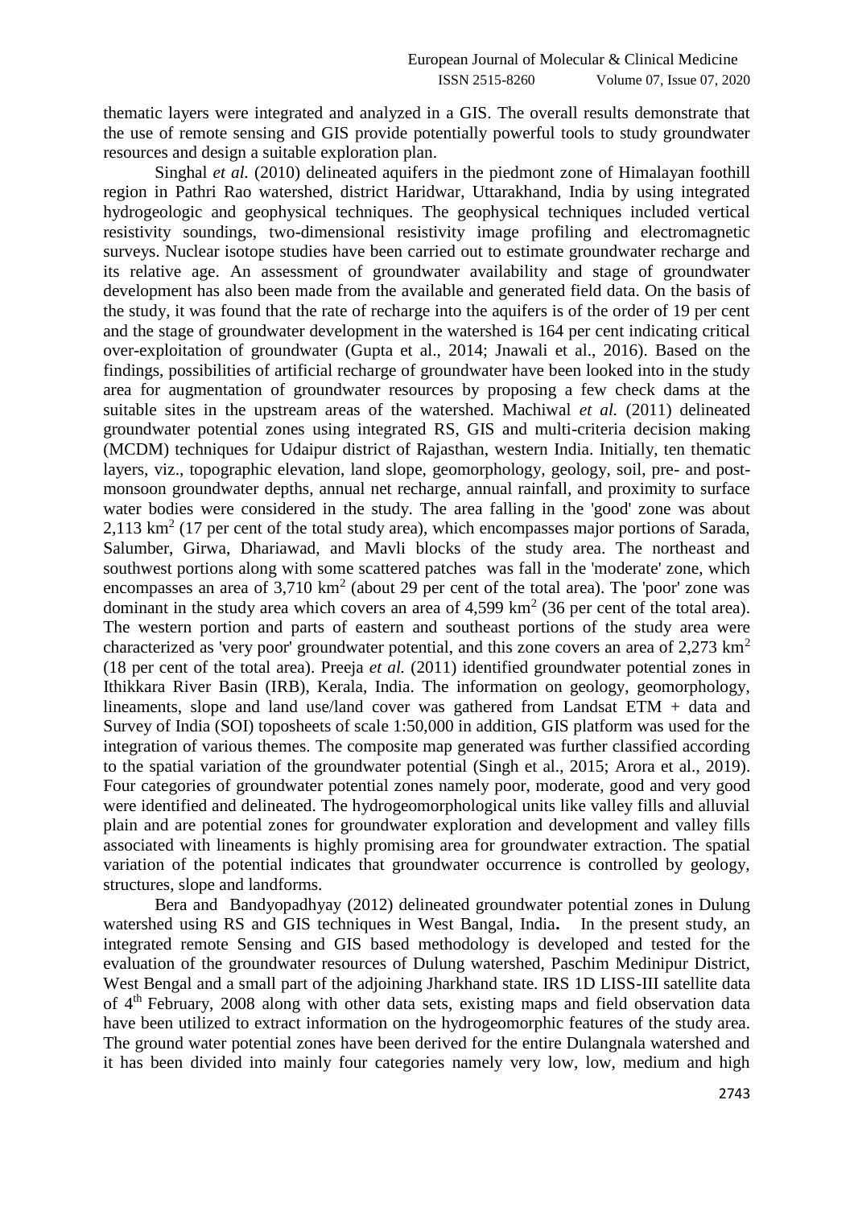thematic layers were integrated and analyzed in a GIS. The overall results demonstrate that the use of remote sensing and GIS provide potentially powerful tools to study groundwater resources and design a suitable exploration plan.

Singhal *et al.* (2010) delineated aquifers in the piedmont zone of Himalayan foothill region in Pathri Rao watershed, district Haridwar, Uttarakhand, India by using integrated hydrogeologic and geophysical techniques. The geophysical techniques included vertical resistivity soundings, two-dimensional resistivity image profiling and electromagnetic surveys. Nuclear isotope studies have been carried out to estimate groundwater recharge and its relative age. An assessment of groundwater availability and stage of groundwater development has also been made from the available and generated field data. On the basis of the study, it was found that the rate of recharge into the aquifers is of the order of 19 per cent and the stage of groundwater development in the watershed is 164 per cent indicating critical over-exploitation of groundwater (Gupta et al., 2014; Jnawali et al., 2016). Based on the findings, possibilities of artificial recharge of groundwater have been looked into in the study area for augmentation of groundwater resources by proposing a few check dams at the suitable sites in the upstream areas of the watershed. Machiwal *et al.* (2011) delineated groundwater potential zones using integrated RS, GIS and multi-criteria decision making (MCDM) techniques for Udaipur district of Rajasthan, western India. Initially, ten thematic layers, viz., topographic elevation, land slope, geomorphology, geology, soil, pre- and post-monsoon groundwater depths, annual net recharge, annual rainfall, and proximity to surface water bodies were considered in the study. The area falling in the 'good' zone was about 2,113 km$^2$ (17 per cent of the total study area), which encompasses major portions of Sarada, Salumber, Girwa, Dhariawad, and Mavli blocks of the study area. The northeast and southwest portions along with some scattered patches was fall in the 'moderate' zone, which encompasses an area of 3,710 km$^2$ (about 29 per cent of the total area). The 'poor' zone was dominant in the study area which covers an area of 4,599 km$^2$ (36 per cent of the total area). The western portion and parts of eastern and southeast portions of the study area were characterized as 'very poor' groundwater potential, and this zone covers an area of 2,273 km$^2$ (18 per cent of the total area). Preeja *et al.* (2011) identified groundwater potential zones in Ithikkara River Basin (IRB), Kerala, India. The information on geology, geomorphology, lineaments, slope and land use/land cover was gathered from Landsat ETM + data and Survey of India (SOI) toposheets of scale 1:50,000 in addition, GIS platform was used for the integration of various themes. The composite map generated was further classified according to the spatial variation of the groundwater potential (Singh et al., 2015; Arora et al., 2019). Four categories of groundwater potential zones namely poor, moderate, good and very good were identified and delineated. The hydrogeomorphological units like valley fills and alluvial plain and are potential zones for groundwater exploration and development and valley fills associated with lineaments is highly promising area for groundwater extraction. The spatial variation of the potential indicates that groundwater occurrence is controlled by geology, structures, slope and landforms.

Bera and Bandyopadhyay (2012) delineated groundwater potential zones in Dulung watershed using RS and GIS techniques in West Bangal, India**.** In the present study, an integrated remote Sensing and GIS based methodology is developed and tested for the evaluation of the groundwater resources of Dulung watershed, Paschim Medinipur District, West Bengal and a small part of the adjoining Jharkhand state. IRS 1D LISS-III satellite data of 4$^{th}$ February, 2008 along with other data sets, existing maps and field observation data have been utilized to extract information on the hydrogeomorphic features of the study area. The ground water potential zones have been derived for the entire Dulangnala watershed and it has been divided into mainly four categories namely very low, low, medium and high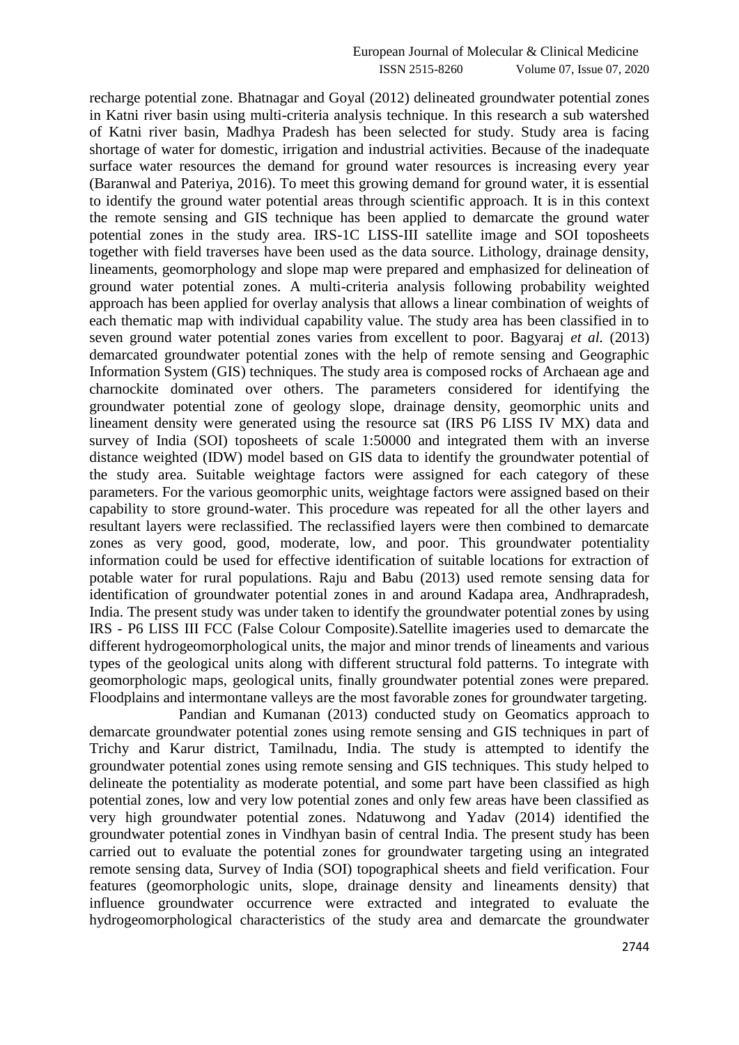recharge potential zone. Bhatnagar and Goyal (2012) delineated groundwater potential zones in Katni river basin using multi-criteria analysis technique. In this research a sub watershed of Katni river basin, Madhya Pradesh has been selected for study. Study area is facing shortage of water for domestic, irrigation and industrial activities. Because of the inadequate surface water resources the demand for ground water resources is increasing every year (Baranwal and Pateriya, 2016). To meet this growing demand for ground water, it is essential to identify the ground water potential areas through scientific approach. It is in this context the remote sensing and GIS technique has been applied to demarcate the ground water potential zones in the study area. IRS-1C LISS-III satellite image and SOI toposheets together with field traverses have been used as the data source. Lithology, drainage density, lineaments, geomorphology and slope map were prepared and emphasized for delineation of ground water potential zones. A multi-criteria analysis following probability weighted approach has been applied for overlay analysis that allows a linear combination of weights of each thematic map with individual capability value. The study area has been classified in to seven ground water potential zones varies from excellent to poor. Bagyaraj *et al.* (2013) demarcated groundwater potential zones with the help of remote sensing and Geographic Information System (GIS) techniques. The study area is composed rocks of Archaean age and charnockite dominated over others. The parameters considered for identifying the groundwater potential zone of geology slope, drainage density, geomorphic units and lineament density were generated using the resource sat (IRS P6 LISS IV MX) data and survey of India (SOI) toposheets of scale 1:50000 and integrated them with an inverse distance weighted (IDW) model based on GIS data to identify the groundwater potential of the study area. Suitable weightage factors were assigned for each category of these parameters. For the various geomorphic units, weightage factors were assigned based on their capability to store ground-water. This procedure was repeated for all the other layers and resultant layers were reclassified. The reclassified layers were then combined to demarcate zones as very good, good, moderate, low, and poor. This groundwater potentiality information could be used for effective identification of suitable locations for extraction of potable water for rural populations. Raju and Babu (2013) used remote sensing data for identification of groundwater potential zones in and around Kadapa area, Andhrapradesh, India. The present study was under taken to identify the groundwater potential zones by using IRS - P6 LISS III FCC (False Colour Composite).Satellite imageries used to demarcate the different hydrogeomorphological units, the major and minor trends of lineaments and various types of the geological units along with different structural fold patterns. To integrate with geomorphologic maps, geological units, finally groundwater potential zones were prepared. Floodplains and intermontane valleys are the most favorable zones for groundwater targeting.

Pandian and Kumanan (2013) conducted study on Geomatics approach to demarcate groundwater potential zones using remote sensing and GIS techniques in part of Trichy and Karur district, Tamilnadu, India. The study is attempted to identify the groundwater potential zones using remote sensing and GIS techniques. This study helped to delineate the potentiality as moderate potential, and some part have been classified as high potential zones, low and very low potential zones and only few areas have been classified as very high groundwater potential zones. Ndatuwong and Yadav (2014) identified the groundwater potential zones in Vindhyan basin of central India. The present study has been carried out to evaluate the potential zones for groundwater targeting using an integrated remote sensing data, Survey of India (SOI) topographical sheets and field verification. Four features (geomorphologic units, slope, drainage density and lineaments density) that influence groundwater occurrence were extracted and integrated to evaluate the hydrogeomorphological characteristics of the study area and demarcate the groundwater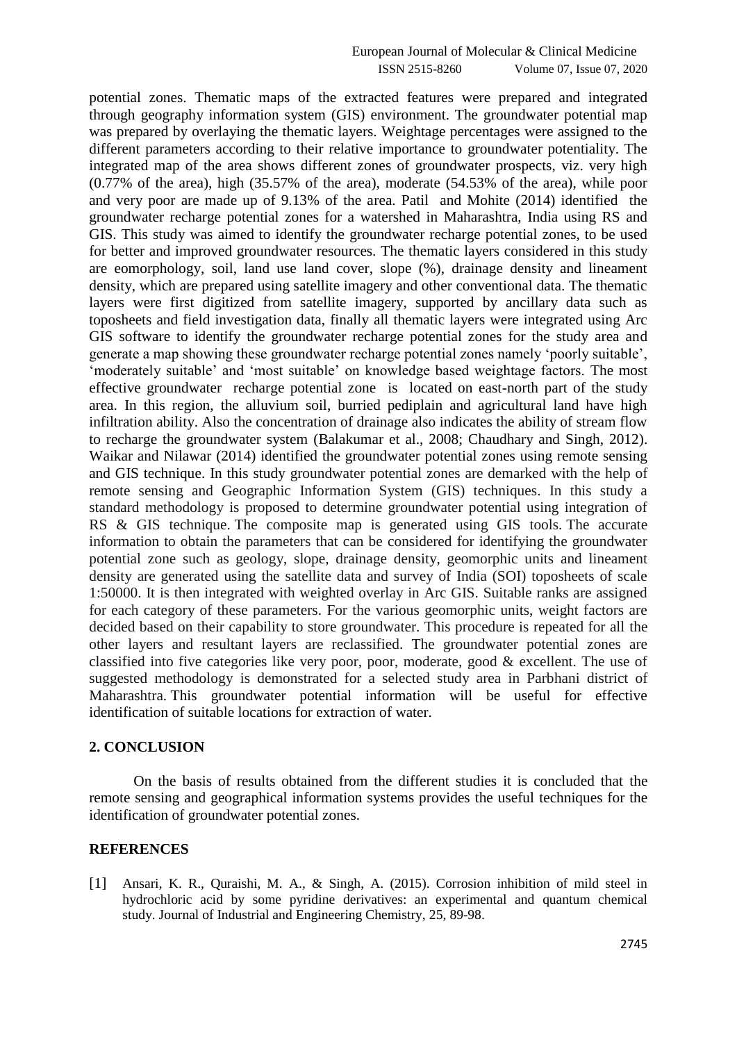potential zones. Thematic maps of the extracted features were prepared and integrated through geography information system (GIS) environment. The groundwater potential map was prepared by overlaying the thematic layers. Weightage percentages were assigned to the different parameters according to their relative importance to groundwater potentiality. The integrated map of the area shows different zones of groundwater prospects, viz. very high (0.77% of the area), high (35.57% of the area), moderate (54.53% of the area), while poor and very poor are made up of 9.13% of the area. Patil and Mohite (2014) identified the groundwater recharge potential zones for a watershed in Maharashtra, India using RS and GIS. This study was aimed to identify the groundwater recharge potential zones, to be used for better and improved groundwater resources. The thematic layers considered in this study are eomorphology, soil, land use land cover, slope (%), drainage density and lineament density, which are prepared using satellite imagery and other conventional data. The thematic layers were first digitized from satellite imagery, supported by ancillary data such as toposheets and field investigation data, finally all thematic layers were integrated using Arc GIS software to identify the groundwater recharge potential zones for the study area and generate a map showing these groundwater recharge potential zones namely 'poorly suitable', 'moderately suitable' and 'most suitable' on knowledge based weightage factors. The most effective groundwater recharge potential zone is located on east-north part of the study area. In this region, the alluvium soil, burried pediplain and agricultural land have high infiltration ability. Also the concentration of drainage also indicates the ability of stream flow to recharge the groundwater system (Balakumar et al., 2008; Chaudhary and Singh, 2012). Waikar and Nilawar (2014) identified the groundwater potential zones using remote sensing and GIS technique. In this study groundwater potential zones are demarked with the help of remote sensing and Geographic Information System (GIS) techniques. In this study a standard methodology is proposed to determine groundwater potential using integration of RS & GIS technique. The composite map is generated using GIS tools. The accurate information to obtain the parameters that can be considered for identifying the groundwater potential zone such as geology, slope, drainage density, geomorphic units and lineament density are generated using the satellite data and survey of India (SOI) toposheets of scale 1:50000. It is then integrated with weighted overlay in Arc GIS. Suitable ranks are assigned for each category of these parameters. For the various geomorphic units, weight factors are decided based on their capability to store groundwater. This procedure is repeated for all the other layers and resultant layers are reclassified. The groundwater potential zones are classified into five categories like very poor, poor, moderate, good & excellent. The use of suggested methodology is demonstrated for a selected study area in Parbhani district of Maharashtra. This groundwater potential information will be useful for effective identification of suitable locations for extraction of water.

## 2. CONCLUSION

On the basis of results obtained from the different studies it is concluded that the remote sensing and geographical information systems provides the useful techniques for the identification of groundwater potential zones.

## REFERENCES

[1] Ansari, K. R., Quraishi, M. A., & Singh, A. (2015). Corrosion inhibition of mild steel in hydrochloric acid by some pyridine derivatives: an experimental and quantum chemical study. Journal of Industrial and Engineering Chemistry, 25, 89-98.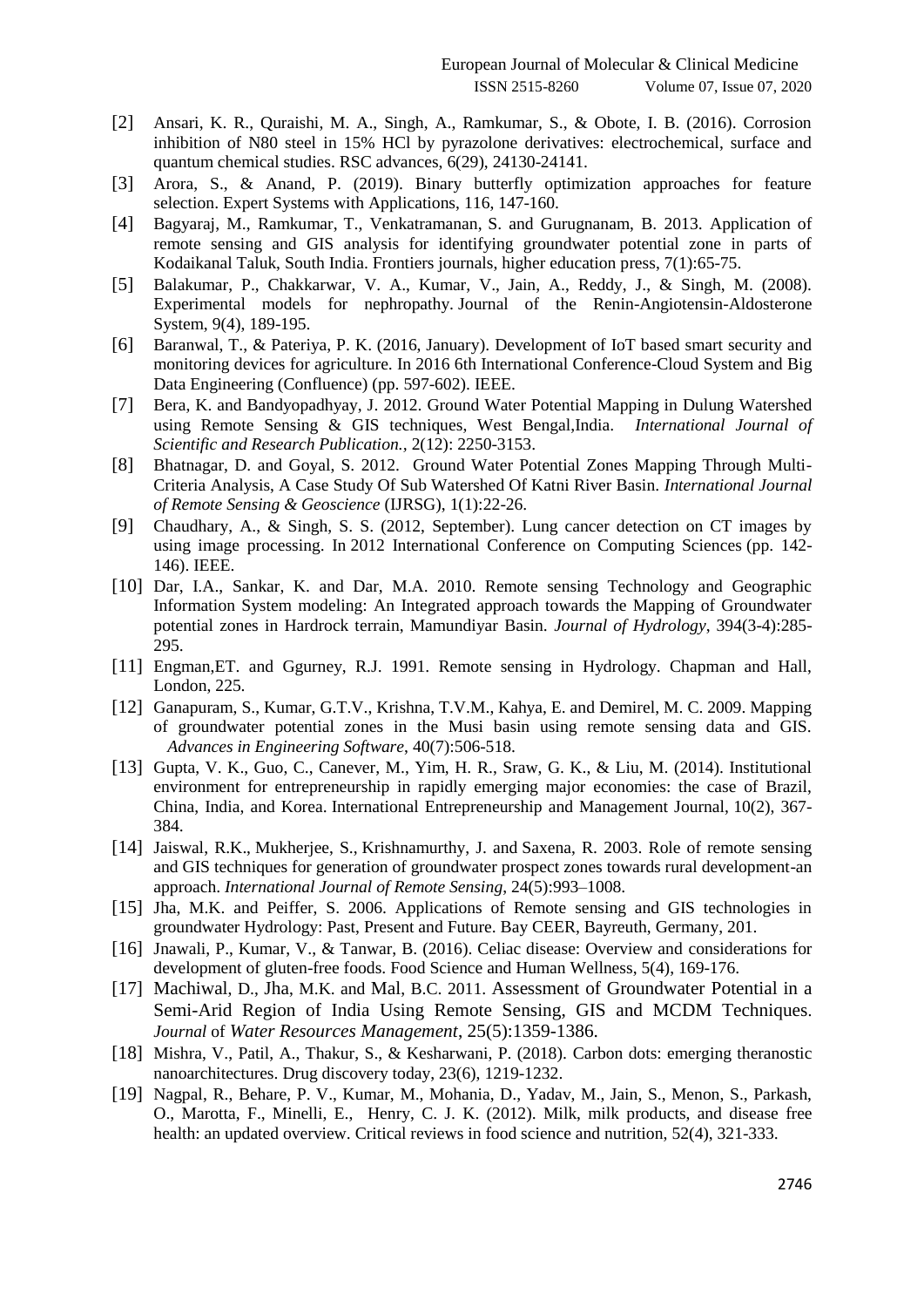- [2] Ansari, K. R., Quraishi, M. A., Singh, A., Ramkumar, S., & Obote, I. B. (2016). Corrosion inhibition of N80 steel in 15% HCl by pyrazolone derivatives: electrochemical, surface and quantum chemical studies. RSC advances, 6(29), 24130-24141.
- [3] Arora, S., & Anand, P. (2019). Binary butterfly optimization approaches for feature selection. Expert Systems with Applications, 116, 147-160.
- [4] Bagyaraj, M., Ramkumar, T., Venkatramanan, S. and Gurugnanam, B. 2013. Application of remote sensing and GIS analysis for identifying groundwater potential zone in parts of Kodaikanal Taluk, South India. Frontiers journals, higher education press, 7(1):65-75.
- [5] Balakumar, P., Chakkarwar, V. A., Kumar, V., Jain, A., Reddy, J., & Singh, M. (2008). Experimental models for nephropathy. Journal of the Renin-Angiotensin-Aldosterone System, 9(4), 189-195.
- [6] Baranwal, T., & Pateriya, P. K. (2016, January). Development of IoT based smart security and monitoring devices for agriculture. In 2016 6th International Conference-Cloud System and Big Data Engineering (Confluence) (pp. 597-602). IEEE.
- [7] Bera, K. and Bandyopadhyay, J. 2012. Ground Water Potential Mapping in Dulung Watershed using Remote Sensing & GIS techniques, West Bengal,India. *International Journal of Scientific and Research Publication.*, 2(12): 2250-3153.
- [8] Bhatnagar, D. and Goyal, S. 2012. Ground Water Potential Zones Mapping Through Multi-Criteria Analysis, A Case Study Of Sub Watershed Of Katni River Basin. *International Journal of Remote Sensing & Geoscience* (IJRSG), 1(1):22-26.
- [9] Chaudhary, A., & Singh, S. S. (2012, September). Lung cancer detection on CT images by using image processing. In 2012 International Conference on Computing Sciences (pp. 142-146). IEEE.
- [10] Dar, I.A., Sankar, K. and Dar, M.A. 2010. Remote sensing Technology and Geographic Information System modeling: An Integrated approach towards the Mapping of Groundwater potential zones in Hardrock terrain, Mamundiyar Basin. *Journal of Hydrology*, 394(3-4):285-295.
- [11] Engman,ET. and Ggurney, R.J. 1991. Remote sensing in Hydrology. Chapman and Hall, London, 225.
- [12] Ganapuram, S., Kumar, G.T.V., Krishna, T.V.M., Kahya, E. and Demirel, M. C. 2009. Mapping of groundwater potential zones in the Musi basin using remote sensing data and GIS. *Advances in Engineering Software*, 40(7):506-518.
- [13] Gupta, V. K., Guo, C., Canever, M., Yim, H. R., Sraw, G. K., & Liu, M. (2014). Institutional environment for entrepreneurship in rapidly emerging major economies: the case of Brazil, China, India, and Korea. International Entrepreneurship and Management Journal, 10(2), 367-384.
- [14] Jaiswal, R.K., Mukherjee, S., Krishnamurthy, J. and Saxena, R. 2003. Role of remote sensing and GIS techniques for generation of groundwater prospect zones towards rural development-an approach. *International Journal of Remote Sensing*, 24(5):993–1008.
- [15] Jha, M.K. and Peiffer, S. 2006. Applications of Remote sensing and GIS technologies in groundwater Hydrology: Past, Present and Future. Bay CEER, Bayreuth, Germany, 201.
- [16] Jnawali, P., Kumar, V., & Tanwar, B. (2016). Celiac disease: Overview and considerations for development of gluten-free foods. Food Science and Human Wellness, 5(4), 169-176.
- [17] Machiwal, D., Jha, M.K. and Mal, B.C. 2011. Assessment of Groundwater Potential in a Semi-Arid Region of India Using Remote Sensing, GIS and MCDM Techniques. *Journal* of *Water Resources Management*, 25(5):1359-1386.
- [18] Mishra, V., Patil, A., Thakur, S., & Kesharwani, P. (2018). Carbon dots: emerging theranostic nanoarchitectures. Drug discovery today, 23(6), 1219-1232.
- [19] Nagpal, R., Behare, P. V., Kumar, M., Mohania, D., Yadav, M., Jain, S., Menon, S., Parkash, O., Marotta, F., Minelli, E., Henry, C. J. K. (2012). Milk, milk products, and disease free health: an updated overview. Critical reviews in food science and nutrition, 52(4), 321-333.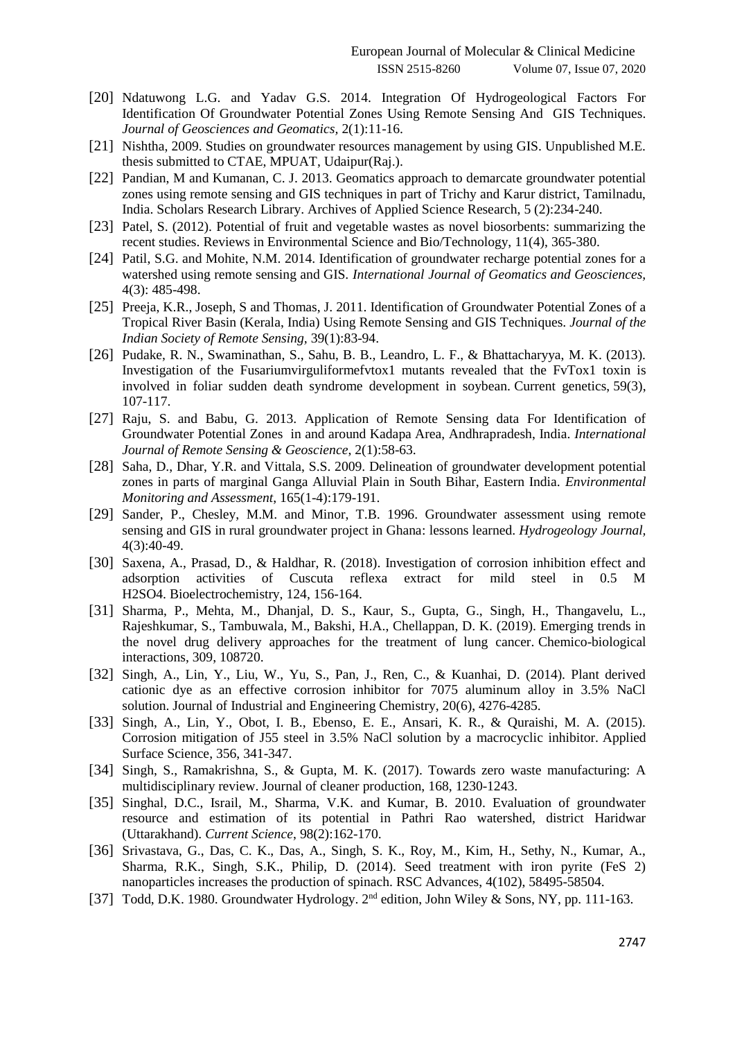[20] Ndatuwong L.G. and Yadav G.S. 2014. Integration Of Hydrogeological Factors For Identification Of Groundwater Potential Zones Using Remote Sensing And GIS Techniques. *Journal of Geosciences and Geomatics,* 2(1):11-16.

[21] Nishtha, 2009. Studies on groundwater resources management by using GIS. Unpublished M.E. thesis submitted to CTAE, MPUAT, Udaipur(Raj.).

[22] Pandian, M and Kumanan, C. J. 2013. Geomatics approach to demarcate groundwater potential zones using remote sensing and GIS techniques in part of Trichy and Karur district, Tamilnadu, India. Scholars Research Library. Archives of Applied Science Research, 5 (2):234-240.

[23] Patel, S. (2012). Potential of fruit and vegetable wastes as novel biosorbents: summarizing the recent studies. Reviews in Environmental Science and Bio/Technology, 11(4), 365-380.

[24] Patil, S.G. and Mohite, N.M. 2014. Identification of groundwater recharge potential zones for a watershed using remote sensing and GIS. *International Journal of Geomatics and Geosciences*, 4(3): 485-498.

[25] Preeja, K.R., Joseph, S and Thomas, J. 2011. Identification of Groundwater Potential Zones of a Tropical River Basin (Kerala, India) Using Remote Sensing and GIS Techniques. *Journal of the Indian Society of Remote Sensing,* 39(1):83-94.

[26] Pudake, R. N., Swaminathan, S., Sahu, B. B., Leandro, L. F., & Bhattacharyya, M. K. (2013). Investigation of the Fusariumvirguliformefvtox1 mutants revealed that the FvTox1 toxin is involved in foliar sudden death syndrome development in soybean. Current genetics, 59(3), 107-117.

[27] Raju, S. and Babu, G. 2013. Application of Remote Sensing data For Identification of Groundwater Potential Zones in and around Kadapa Area, Andhrapradesh, India. *International Journal of Remote Sensing & Geoscience,* 2(1):58-63.

[28] Saha, D., Dhar, Y.R. and Vittala, S.S. 2009. Delineation of groundwater development potential zones in parts of marginal Ganga Alluvial Plain in South Bihar, Eastern India. *Environmental Monitoring and Assessment*, 165(1-4):179-191.

[29] Sander, P., Chesley, M.M. and Minor, T.B. 1996. Groundwater assessment using remote sensing and GIS in rural groundwater project in Ghana: lessons learned. *Hydrogeology Journal,* 4(3):40-49.

[30] Saxena, A., Prasad, D., & Haldhar, R. (2018). Investigation of corrosion inhibition effect and adsorption activities of Cuscuta reflexa extract for mild steel in 0.5 M $H_2SO_4$. Bioelectrochemistry, 124, 156-164.

[31] Sharma, P., Mehta, M., Dhanjal, D. S., Kaur, S., Gupta, G., Singh, H., Thangavelu, L., Rajeshkumar, S., Tambuwala, M., Bakshi, H.A., Chellappan, D. K. (2019). Emerging trends in the novel drug delivery approaches for the treatment of lung cancer. Chemico-biological interactions, 309, 108720.

[32] Singh, A., Lin, Y., Liu, W., Yu, S., Pan, J., Ren, C., & Kuanhai, D. (2014). Plant derived cationic dye as an effective corrosion inhibitor for 7075 aluminum alloy in 3.5% NaCl solution. Journal of Industrial and Engineering Chemistry, 20(6), 4276-4285.

[33] Singh, A., Lin, Y., Obot, I. B., Ebenso, E. E., Ansari, K. R., & Quraishi, M. A. (2015). Corrosion mitigation of J55 steel in 3.5% NaCl solution by a macrocyclic inhibitor. Applied Surface Science, 356, 341-347.

[34] Singh, S., Ramakrishna, S., & Gupta, M. K. (2017). Towards zero waste manufacturing: A multidisciplinary review. Journal of cleaner production, 168, 1230-1243.

[35] Singhal, D.C., Israil, M., Sharma, V.K. and Kumar, B. 2010. Evaluation of groundwater resource and estimation of its potential in Pathri Rao watershed, district Haridwar (Uttarakhand). *Current Science*, 98(2):162-170.

[36] Srivastava, G., Das, C. K., Das, A., Singh, S. K., Roy, M., Kim, H., Sethy, N., Kumar, A., Sharma, R.K., Singh, S.K., Philip, D. (2014). Seed treatment with iron pyrite ($FeS_2$) nanoparticles increases the production of spinach. RSC Advances, 4(102), 58495-58504.

[37] Todd, D.K. 1980. Groundwater Hydrology. 2nd edition, John Wiley & Sons, NY, pp. 111-163.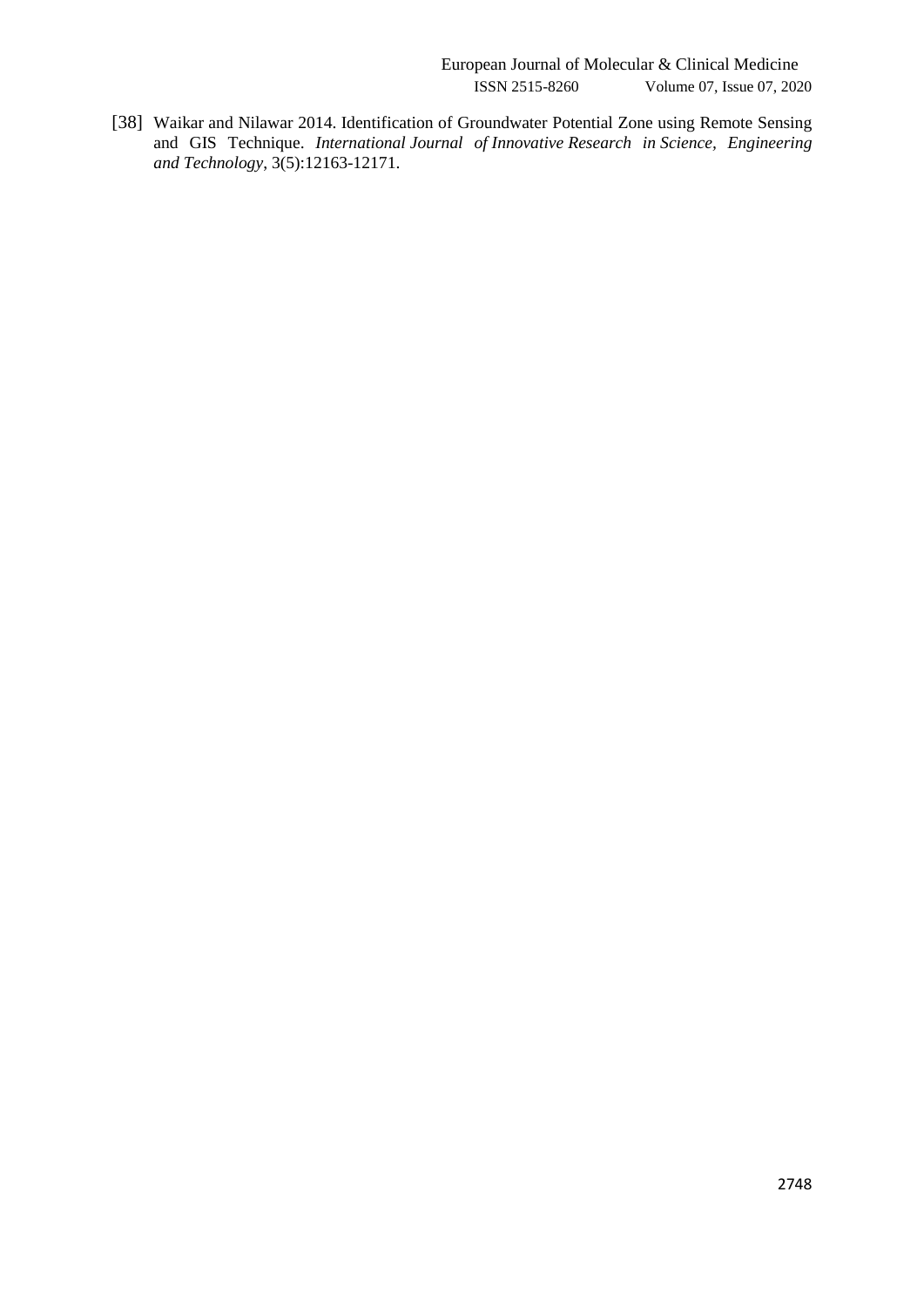[38] Waikar and Nilawar 2014. Identification of Groundwater Potential Zone using Remote Sensing and GIS Technique. *International Journal of Innovative Research in Science, Engineering and Technology*, 3(5):12163-12171.